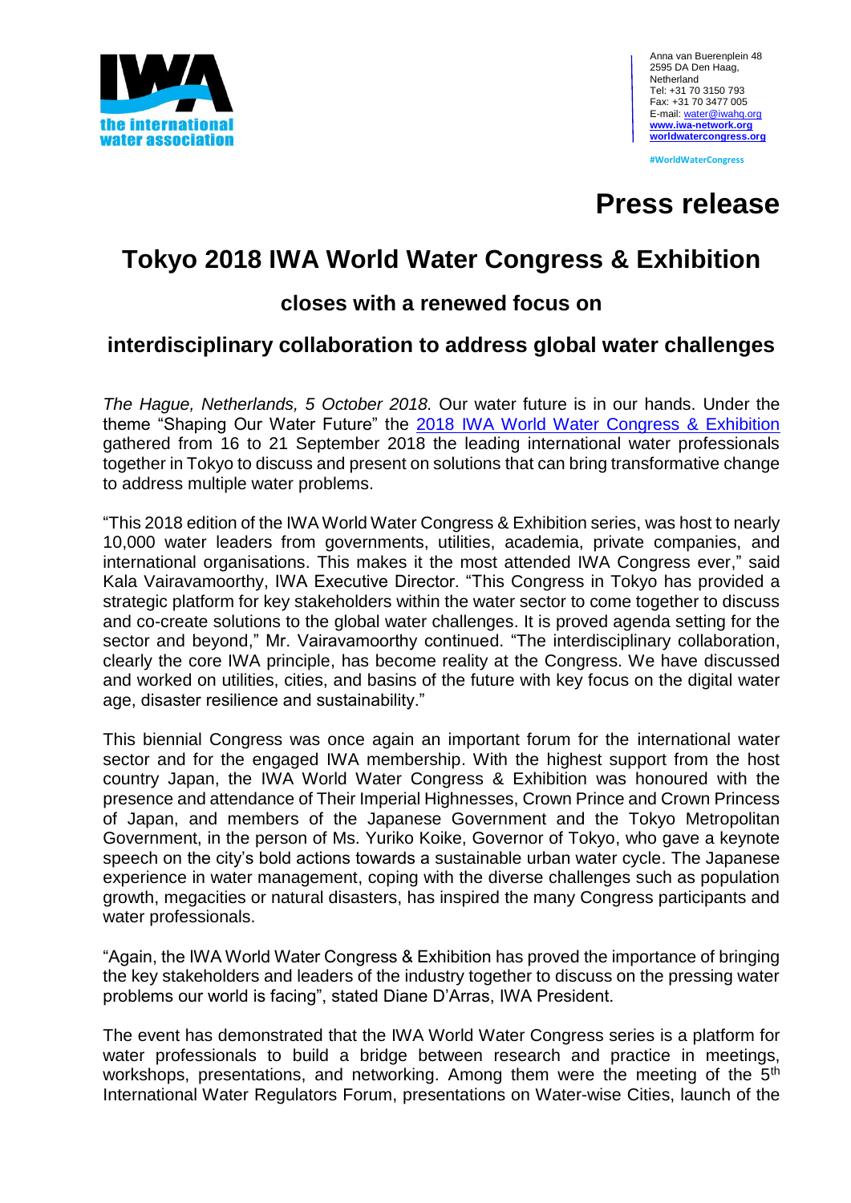Anna van Buerenplein 48
2595 DA Den Haag,
Netherland
Tel: +31 70 3150 793
Fax: +31 70 3477 005
E-mail: water@iwahq.org
**www.iwa-network.org**
**worldwatercongress.org**

**#WorldWaterCongress**

# Press release

# Tokyo 2018 IWA World Water Congress & Exhibition

## closes with a renewed focus on

## interdisciplinary collaboration to address global water challenges

*The Hague, Netherlands, 5 October 2018.* Our water future is in our hands. Under the theme "Shaping Our Water Future" the 2018 IWA World Water Congress & Exhibition gathered from 16 to 21 September 2018 the leading international water professionals together in Tokyo to discuss and present on solutions that can bring transformative change to address multiple water problems.

"This 2018 edition of the IWA World Water Congress & Exhibition series, was host to nearly 10,000 water leaders from governments, utilities, academia, private companies, and international organisations. This makes it the most attended IWA Congress ever," said Kala Vairavamoorthy, IWA Executive Director. "This Congress in Tokyo has provided a strategic platform for key stakeholders within the water sector to come together to discuss and co-create solutions to the global water challenges. It is proved agenda setting for the sector and beyond," Mr. Vairavamoorthy continued. "The interdisciplinary collaboration, clearly the core IWA principle, has become reality at the Congress. We have discussed and worked on utilities, cities, and basins of the future with key focus on the digital water age, disaster resilience and sustainability."

This biennial Congress was once again an important forum for the international water sector and for the engaged IWA membership. With the highest support from the host country Japan, the IWA World Water Congress & Exhibition was honoured with the presence and attendance of Their Imperial Highnesses, Crown Prince and Crown Princess of Japan, and members of the Japanese Government and the Tokyo Metropolitan Government, in the person of Ms. Yuriko Koike, Governor of Tokyo, who gave a keynote speech on the city's bold actions towards a sustainable urban water cycle. The Japanese experience in water management, coping with the diverse challenges such as population growth, megacities or natural disasters, has inspired the many Congress participants and water professionals.

"Again, the IWA World Water Congress & Exhibition has proved the importance of bringing the key stakeholders and leaders of the industry together to discuss on the pressing water problems our world is facing", stated Diane D'Arras, IWA President.

The event has demonstrated that the IWA World Water Congress series is a platform for water professionals to build a bridge between research and practice in meetings, workshops, presentations, and networking. Among them were the meeting of the 5th International Water Regulators Forum, presentations on Water-wise Cities, launch of the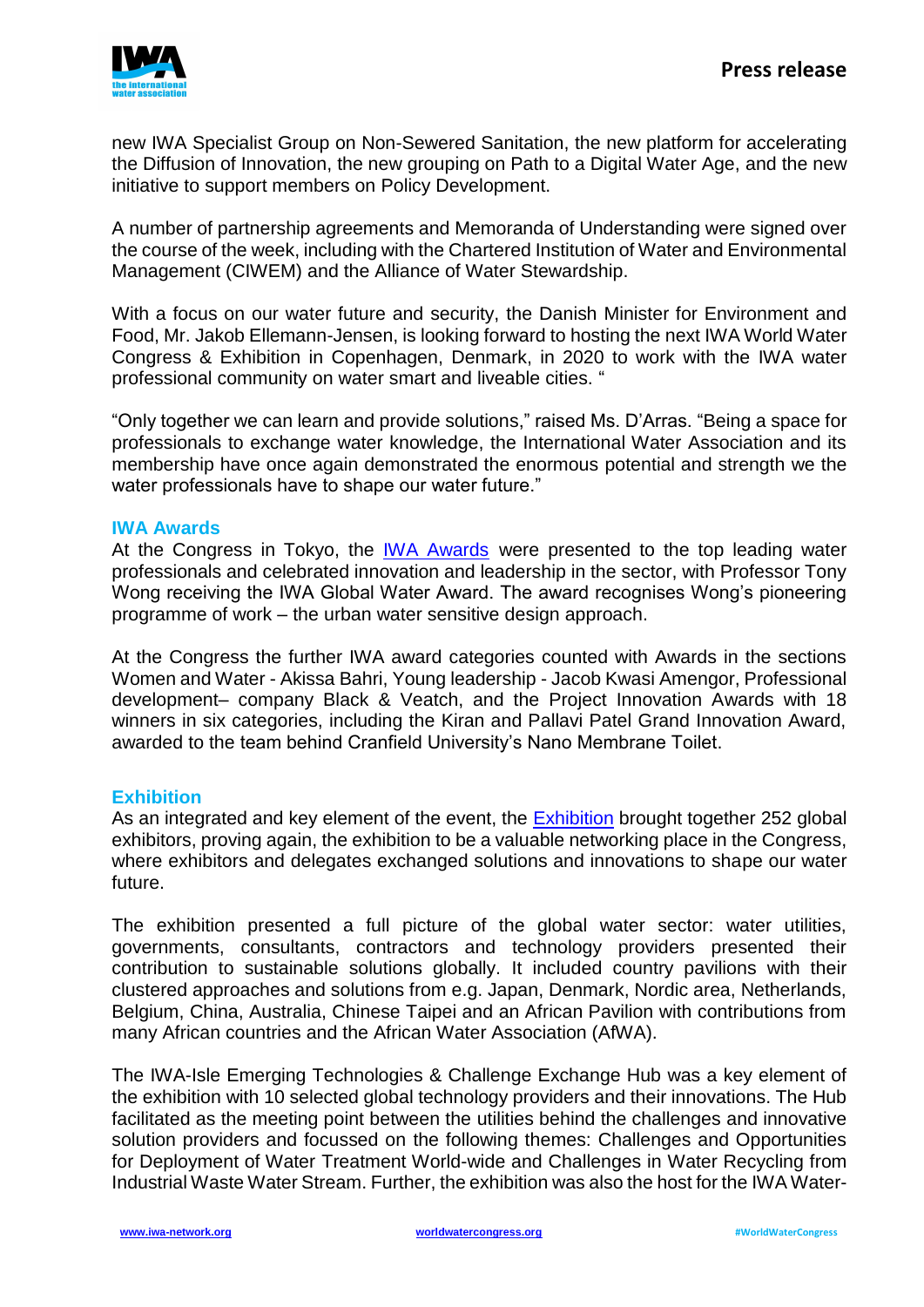new IWA Specialist Group on Non-Sewered Sanitation, the new platform for accelerating the Diffusion of Innovation, the new grouping on Path to a Digital Water Age, and the new initiative to support members on Policy Development.

A number of partnership agreements and Memoranda of Understanding were signed over the course of the week, including with the Chartered Institution of Water and Environmental Management (CIWEM) and the Alliance of Water Stewardship.

With a focus on our water future and security, the Danish Minister for Environment and Food, Mr. Jakob Ellemann-Jensen, is looking forward to hosting the next IWA World Water Congress & Exhibition in Copenhagen, Denmark, in 2020 to work with the IWA water professional community on water smart and liveable cities. "

"Only together we can learn and provide solutions," raised Ms. D'Arras. "Being a space for professionals to exchange water knowledge, the International Water Association and its membership have once again demonstrated the enormous potential and strength we the water professionals have to shape our water future."

## IWA Awards

At the Congress in Tokyo, the [IWA Awards] were presented to the top leading water professionals and celebrated innovation and leadership in the sector, with Professor Tony Wong receiving the IWA Global Water Award. The award recognises Wong's pioneering programme of work – the urban water sensitive design approach.

At the Congress the further IWA award categories counted with Awards in the sections Women and Water - Akissa Bahri, Young leadership - Jacob Kwasi Amengor, Professional development– company Black & Veatch, and the Project Innovation Awards with 18 winners in six categories, including the Kiran and Pallavi Patel Grand Innovation Award, awarded to the team behind Cranfield University's Nano Membrane Toilet.

## Exhibition

As an integrated and key element of the event, the [Exhibition] brought together 252 global exhibitors, proving again, the exhibition to be a valuable networking place in the Congress, where exhibitors and delegates exchanged solutions and innovations to shape our water future.

The exhibition presented a full picture of the global water sector: water utilities, governments, consultants, contractors and technology providers presented their contribution to sustainable solutions globally. It included country pavilions with their clustered approaches and solutions from e.g. Japan, Denmark, Nordic area, Netherlands, Belgium, China, Australia, Chinese Taipei and an African Pavilion with contributions from many African countries and the African Water Association (AfWA).

The IWA-Isle Emerging Technologies & Challenge Exchange Hub was a key element of the exhibition with 10 selected global technology providers and their innovations. The Hub facilitated as the meeting point between the utilities behind the challenges and innovative solution providers and focussed on the following themes: Challenges and Opportunities for Deployment of Water Treatment World-wide and Challenges in Water Recycling from Industrial Waste Water Stream. Further, the exhibition was also the host for the IWA Water-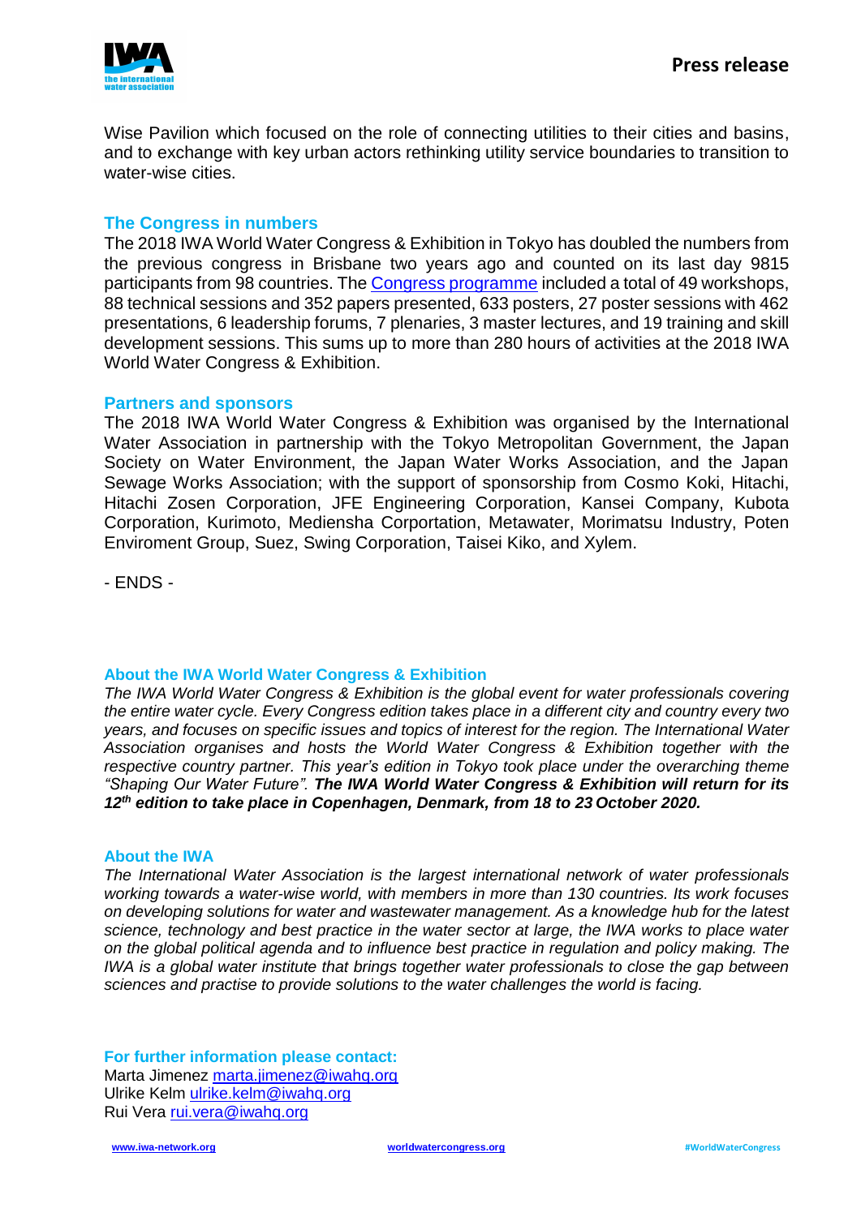Wise Pavilion which focused on the role of connecting utilities to their cities and basins, and to exchange with key urban actors rethinking utility service boundaries to transition to water-wise cities.

## The Congress in numbers

The 2018 IWA World Water Congress & Exhibition in Tokyo has doubled the numbers from the previous congress in Brisbane two years ago and counted on its last day 9815 participants from 98 countries. The [Congress programme]() included a total of 49 workshops, 88 technical sessions and 352 papers presented, 633 posters, 27 poster sessions with 462 presentations, 6 leadership forums, 7 plenaries, 3 master lectures, and 19 training and skill development sessions. This sums up to more than 280 hours of activities at the 2018 IWA World Water Congress & Exhibition.

## Partners and sponsors

The 2018 IWA World Water Congress & Exhibition was organised by the International Water Association in partnership with the Tokyo Metropolitan Government, the Japan Society on Water Environment, the Japan Water Works Association, and the Japan Sewage Works Association; with the support of sponsorship from Cosmo Koki, Hitachi, Hitachi Zosen Corporation, JFE Engineering Corporation, Kansei Company, Kubota Corporation, Kurimoto, Mediensha Corportation, Metawater, Morimatsu Industry, Poten Enviroment Group, Suez, Swing Corporation, Taisei Kiko, and Xylem.

\- ENDS -

## About the IWA World Water Congress & Exhibition

*The IWA World Water Congress & Exhibition is the global event for water professionals covering the entire water cycle. Every Congress edition takes place in a different city and country every two years, and focuses on specific issues and topics of interest for the region. The International Water Association organises and hosts the World Water Congress & Exhibition together with the respective country partner. This year's edition in Tokyo took place under the overarching theme "Shaping Our Water Future".* ***The IWA World Water Congress & Exhibition will return for its 12th edition to take place in Copenhagen, Denmark, from 18 to 23 October 2020.***

## About the IWA

*The International Water Association is the largest international network of water professionals working towards a water-wise world, with members in more than 130 countries. Its work focuses on developing solutions for water and wastewater management. As a knowledge hub for the latest science, technology and best practice in the water sector at large, the IWA works to place water on the global political agenda and to influence best practice in regulation and policy making. The IWA is a global water institute that brings together water professionals to close the gap between sciences and practise to provide solutions to the water challenges the world is facing.*

## For further information please contact:

Marta Jimenez [marta.jimenez@iwahq.org](mailto:marta.jimenez@iwahq.org)
Ulrike Kelm [ulrike.kelm@iwahq.org](mailto:ulrike.kelm@iwahq.org)
Rui Vera [rui.vera@iwahq.org](mailto:rui.vera@iwahq.org)